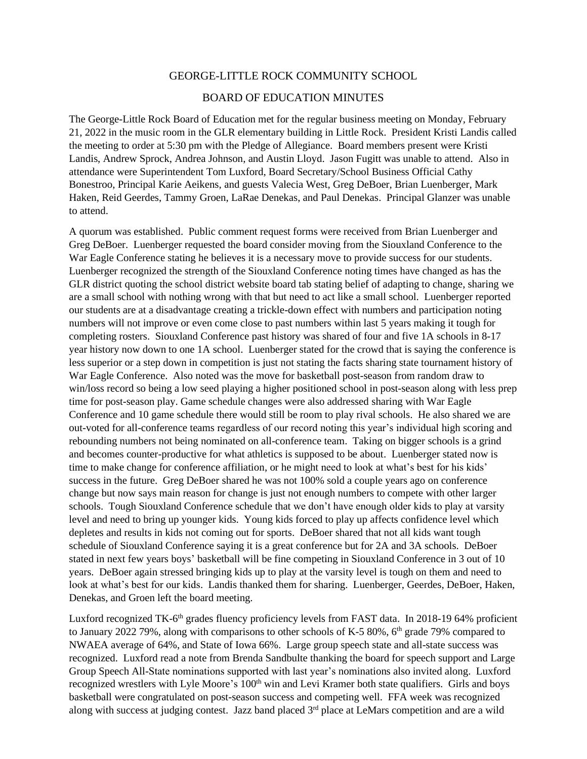GEORGE-LITTLE ROCK COMMUNITY SCHOOL

BOARD OF EDUCATION MINUTES

The George-Little Rock Board of Education met for the regular business meeting on Monday, February 21, 2022 in the music room in the GLR elementary building in Little Rock. President Kristi Landis called the meeting to order at 5:30 pm with the Pledge of Allegiance. Board members present were Kristi Landis, Andrew Sprock, Andrea Johnson, and Austin Lloyd. Jason Fugitt was unable to attend. Also in attendance were Superintendent Tom Luxford, Board Secretary/School Business Official Cathy Bonestroo, Principal Karie Aeikens, and guests Valecia West, Greg DeBoer, Brian Luenberger, Mark Haken, Reid Geerdes, Tammy Groen, LaRae Denekas, and Paul Denekas. Principal Glanzer was unable to attend.

A quorum was established. Public comment request forms were received from Brian Luenberger and Greg DeBoer. Luenberger requested the board consider moving from the Siouxland Conference to the War Eagle Conference stating he believes it is a necessary move to provide success for our students. Luenberger recognized the strength of the Siouxland Conference noting times have changed as has the GLR district quoting the school district website board tab stating belief of adapting to change, sharing we are a small school with nothing wrong with that but need to act like a small school. Luenberger reported our students are at a disadvantage creating a trickle-down effect with numbers and participation noting numbers will not improve or even come close to past numbers within last 5 years making it tough for completing rosters. Siouxland Conference past history was shared of four and five 1A schools in 8-17 year history now down to one 1A school. Luenberger stated for the crowd that is saying the conference is less superior or a step down in competition is just not stating the facts sharing state tournament history of War Eagle Conference. Also noted was the move for basketball post-season from random draw to win/loss record so being a low seed playing a higher positioned school in post-season along with less prep time for post-season play. Game schedule changes were also addressed sharing with War Eagle Conference and 10 game schedule there would still be room to play rival schools. He also shared we are out-voted for all-conference teams regardless of our record noting this year's individual high scoring and rebounding numbers not being nominated on all-conference team. Taking on bigger schools is a grind and becomes counter-productive for what athletics is supposed to be about. Luenberger stated now is time to make change for conference affiliation, or he might need to look at what's best for his kids' success in the future. Greg DeBoer shared he was not 100% sold a couple years ago on conference change but now says main reason for change is just not enough numbers to compete with other larger schools. Tough Siouxland Conference schedule that we don't have enough older kids to play at varsity level and need to bring up younger kids. Young kids forced to play up affects confidence level which depletes and results in kids not coming out for sports. DeBoer shared that not all kids want tough schedule of Siouxland Conference saying it is a great conference but for 2A and 3A schools. DeBoer stated in next few years boys' basketball will be fine competing in Siouxland Conference in 3 out of 10 years. DeBoer again stressed bringing kids up to play at the varsity level is tough on them and need to look at what's best for our kids. Landis thanked them for sharing. Luenberger, Geerdes, DeBoer, Haken, Denekas, and Groen left the board meeting.

Luxford recognized TK-6th grades fluency proficiency levels from FAST data. In 2018-19 64% proficient to January 2022 79%, along with comparisons to other schools of K-5 80%, 6th grade 79% compared to NWAEA average of 64%, and State of Iowa 66%. Large group speech state and all-state success was recognized. Luxford read a note from Brenda Sandbulte thanking the board for speech support and Large Group Speech All-State nominations supported with last year's nominations also invited along. Luxford recognized wrestlers with Lyle Moore's 100th win and Levi Kramer both state qualifiers. Girls and boys basketball were congratulated on post-season success and competing well. FFA week was recognized along with success at judging contest. Jazz band placed 3rd place at LeMars competition and are a wild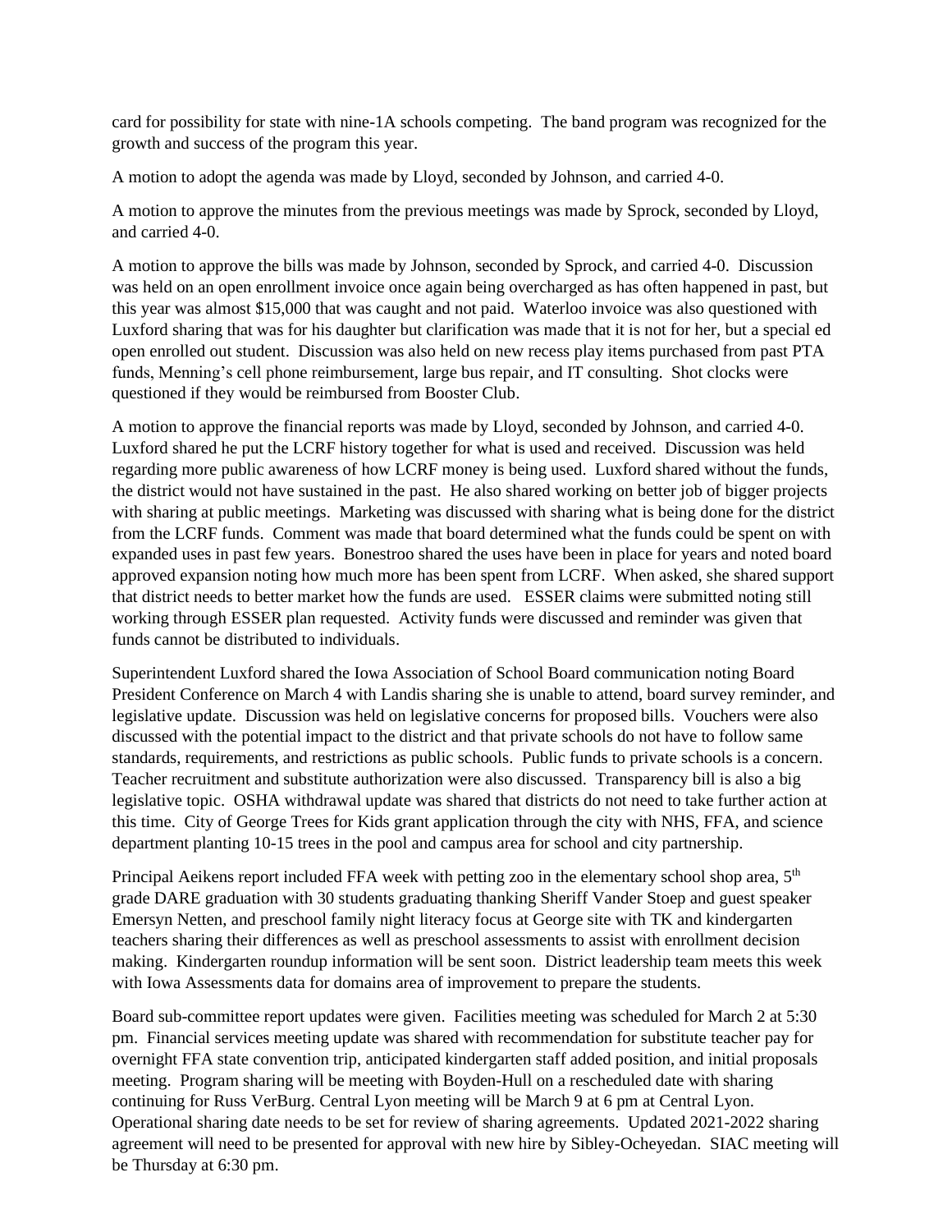card for possibility for state with nine-1A schools competing. The band program was recognized for the growth and success of the program this year.

A motion to adopt the agenda was made by Lloyd, seconded by Johnson, and carried 4-0.

A motion to approve the minutes from the previous meetings was made by Sprock, seconded by Lloyd, and carried 4-0.

A motion to approve the bills was made by Johnson, seconded by Sprock, and carried 4-0. Discussion was held on an open enrollment invoice once again being overcharged as has often happened in past, but this year was almost $15,000 that was caught and not paid. Waterloo invoice was also questioned with Luxford sharing that was for his daughter but clarification was made that it is not for her, but a special ed open enrolled out student. Discussion was also held on new recess play items purchased from past PTA funds, Menning's cell phone reimbursement, large bus repair, and IT consulting. Shot clocks were questioned if they would be reimbursed from Booster Club.

A motion to approve the financial reports was made by Lloyd, seconded by Johnson, and carried 4-0. Luxford shared he put the LCRF history together for what is used and received. Discussion was held regarding more public awareness of how LCRF money is being used. Luxford shared without the funds, the district would not have sustained in the past. He also shared working on better job of bigger projects with sharing at public meetings. Marketing was discussed with sharing what is being done for the district from the LCRF funds. Comment was made that board determined what the funds could be spent on with expanded uses in past few years. Bonestroo shared the uses have been in place for years and noted board approved expansion noting how much more has been spent from LCRF. When asked, she shared support that district needs to better market how the funds are used. ESSER claims were submitted noting still working through ESSER plan requested. Activity funds were discussed and reminder was given that funds cannot be distributed to individuals.

Superintendent Luxford shared the Iowa Association of School Board communication noting Board President Conference on March 4 with Landis sharing she is unable to attend, board survey reminder, and legislative update. Discussion was held on legislative concerns for proposed bills. Vouchers were also discussed with the potential impact to the district and that private schools do not have to follow same standards, requirements, and restrictions as public schools. Public funds to private schools is a concern. Teacher recruitment and substitute authorization were also discussed. Transparency bill is also a big legislative topic. OSHA withdrawal update was shared that districts do not need to take further action at this time. City of George Trees for Kids grant application through the city with NHS, FFA, and science department planting 10-15 trees in the pool and campus area for school and city partnership.

Principal Aeikens report included FFA week with petting zoo in the elementary school shop area, 5th grade DARE graduation with 30 students graduating thanking Sheriff Vander Stoep and guest speaker Emersyn Netten, and preschool family night literacy focus at George site with TK and kindergarten teachers sharing their differences as well as preschool assessments to assist with enrollment decision making. Kindergarten roundup information will be sent soon. District leadership team meets this week with Iowa Assessments data for domains area of improvement to prepare the students.

Board sub-committee report updates were given. Facilities meeting was scheduled for March 2 at 5:30 pm. Financial services meeting update was shared with recommendation for substitute teacher pay for overnight FFA state convention trip, anticipated kindergarten staff added position, and initial proposals meeting. Program sharing will be meeting with Boyden-Hull on a rescheduled date with sharing continuing for Russ VerBurg. Central Lyon meeting will be March 9 at 6 pm at Central Lyon. Operational sharing date needs to be set for review of sharing agreements. Updated 2021-2022 sharing agreement will need to be presented for approval with new hire by Sibley-Ocheyedan. SIAC meeting will be Thursday at 6:30 pm.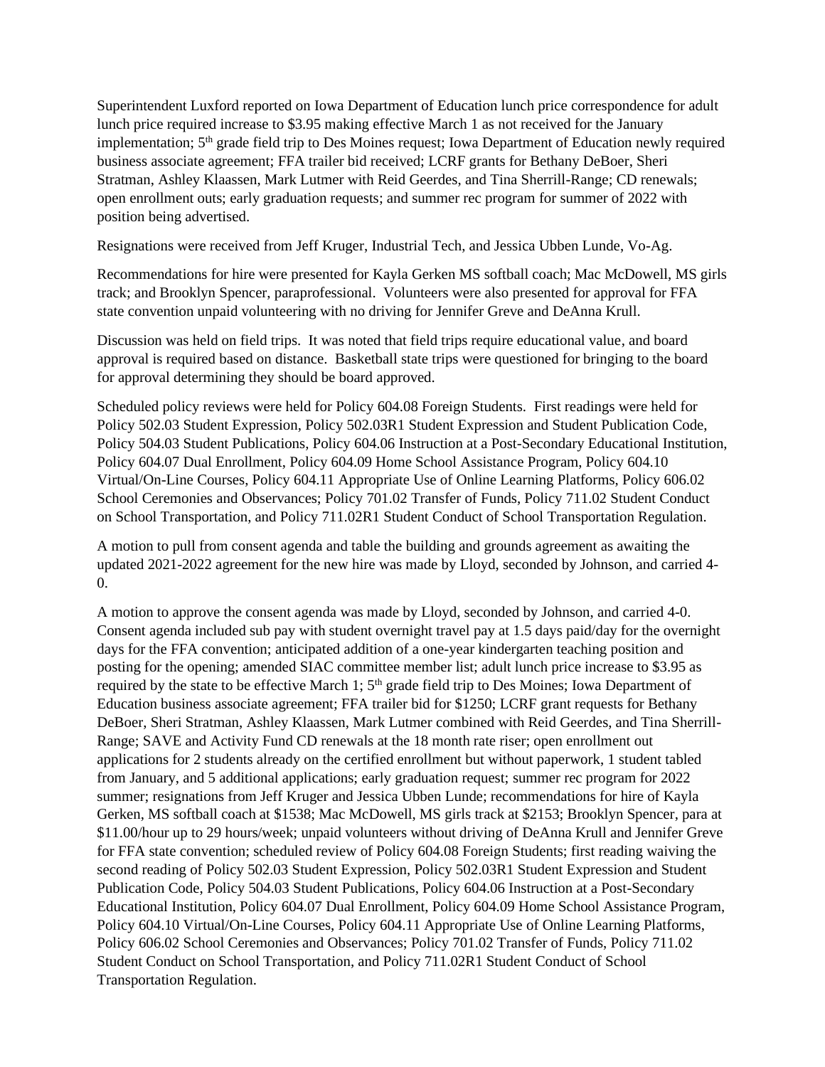Superintendent Luxford reported on Iowa Department of Education lunch price correspondence for adult lunch price required increase to $3.95 making effective March 1 as not received for the January implementation; 5th grade field trip to Des Moines request; Iowa Department of Education newly required business associate agreement; FFA trailer bid received; LCRF grants for Bethany DeBoer, Sheri Stratman, Ashley Klaassen, Mark Lutmer with Reid Geerdes, and Tina Sherrill-Range; CD renewals; open enrollment outs; early graduation requests; and summer rec program for summer of 2022 with position being advertised.

Resignations were received from Jeff Kruger, Industrial Tech, and Jessica Ubben Lunde, Vo-Ag.

Recommendations for hire were presented for Kayla Gerken MS softball coach; Mac McDowell, MS girls track; and Brooklyn Spencer, paraprofessional. Volunteers were also presented for approval for FFA state convention unpaid volunteering with no driving for Jennifer Greve and DeAnna Krull.

Discussion was held on field trips. It was noted that field trips require educational value, and board approval is required based on distance. Basketball state trips were questioned for bringing to the board for approval determining they should be board approved.

Scheduled policy reviews were held for Policy 604.08 Foreign Students. First readings were held for Policy 502.03 Student Expression, Policy 502.03R1 Student Expression and Student Publication Code, Policy 504.03 Student Publications, Policy 604.06 Instruction at a Post-Secondary Educational Institution, Policy 604.07 Dual Enrollment, Policy 604.09 Home School Assistance Program, Policy 604.10 Virtual/On-Line Courses, Policy 604.11 Appropriate Use of Online Learning Platforms, Policy 606.02 School Ceremonies and Observances; Policy 701.02 Transfer of Funds, Policy 711.02 Student Conduct on School Transportation, and Policy 711.02R1 Student Conduct of School Transportation Regulation.

A motion to pull from consent agenda and table the building and grounds agreement as awaiting the updated 2021-2022 agreement for the new hire was made by Lloyd, seconded by Johnson, and carried 4-0.

A motion to approve the consent agenda was made by Lloyd, seconded by Johnson, and carried 4-0. Consent agenda included sub pay with student overnight travel pay at 1.5 days paid/day for the overnight days for the FFA convention; anticipated addition of a one-year kindergarten teaching position and posting for the opening; amended SIAC committee member list; adult lunch price increase to $3.95 as required by the state to be effective March 1; 5th grade field trip to Des Moines; Iowa Department of Education business associate agreement; FFA trailer bid for $1250; LCRF grant requests for Bethany DeBoer, Sheri Stratman, Ashley Klaassen, Mark Lutmer combined with Reid Geerdes, and Tina Sherrill-Range; SAVE and Activity Fund CD renewals at the 18 month rate riser; open enrollment out applications for 2 students already on the certified enrollment but without paperwork, 1 student tabled from January, and 5 additional applications; early graduation request; summer rec program for 2022 summer; resignations from Jeff Kruger and Jessica Ubben Lunde; recommendations for hire of Kayla Gerken, MS softball coach at $1538; Mac McDowell, MS girls track at $2153; Brooklyn Spencer, para at $11.00/hour up to 29 hours/week; unpaid volunteers without driving of DeAnna Krull and Jennifer Greve for FFA state convention; scheduled review of Policy 604.08 Foreign Students; first reading waiving the second reading of Policy 502.03 Student Expression, Policy 502.03R1 Student Expression and Student Publication Code, Policy 504.03 Student Publications, Policy 604.06 Instruction at a Post-Secondary Educational Institution, Policy 604.07 Dual Enrollment, Policy 604.09 Home School Assistance Program, Policy 604.10 Virtual/On-Line Courses, Policy 604.11 Appropriate Use of Online Learning Platforms, Policy 606.02 School Ceremonies and Observances; Policy 701.02 Transfer of Funds, Policy 711.02 Student Conduct on School Transportation, and Policy 711.02R1 Student Conduct of School Transportation Regulation.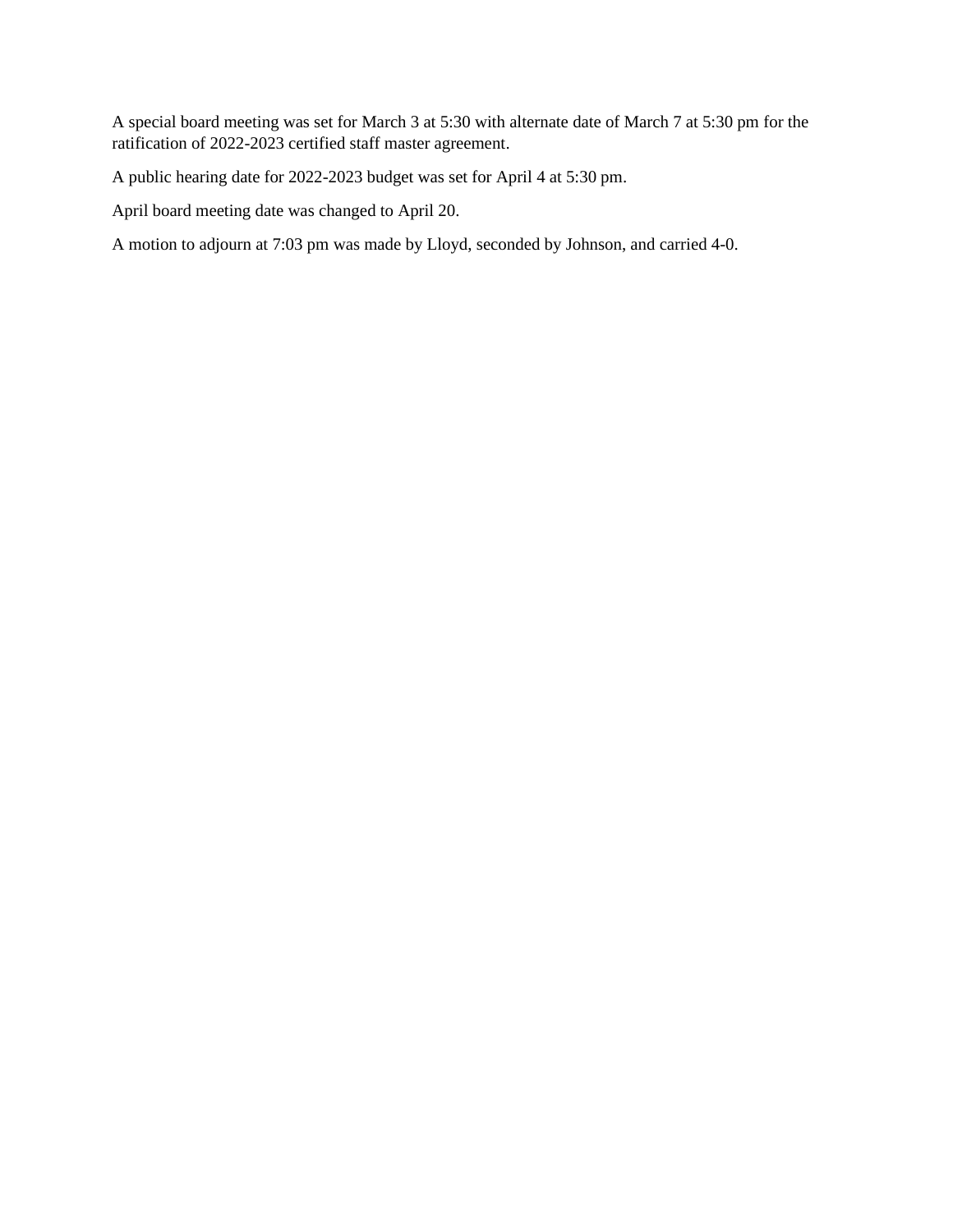A special board meeting was set for March 3 at 5:30 with alternate date of March 7 at 5:30 pm for the ratification of 2022-2023 certified staff master agreement.

A public hearing date for 2022-2023 budget was set for April 4 at 5:30 pm.

April board meeting date was changed to April 20.

A motion to adjourn at 7:03 pm was made by Lloyd, seconded by Johnson, and carried 4-0.